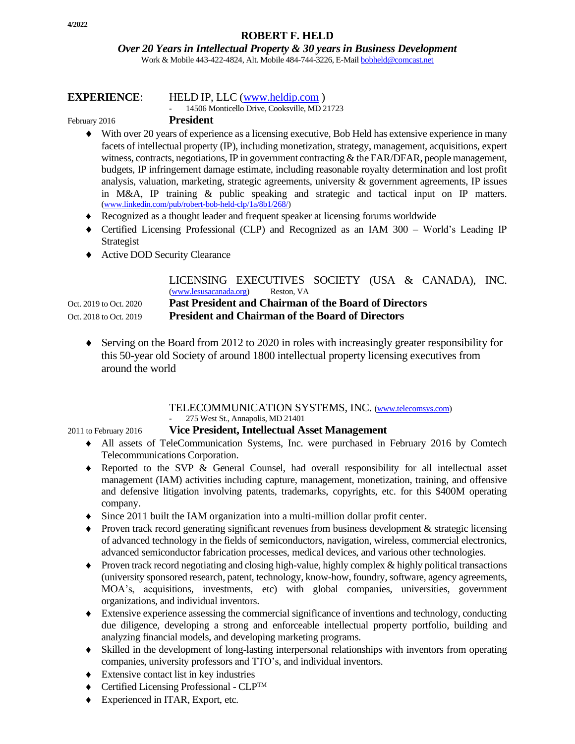4/2022

# ROBERT F. HELD

***Over 20 Years in Intellectual Property & 30 years in Business Development***

Work & Mobile 443-422-4824, Alt. Mobile 484-744-3226, E-Mail bobheld@comcast.net

## EXPERIENCE:

HELD IP, LLC (www.heldip.com )

- 14506 Monticello Drive, Cooksville, MD 21723

February 2016 **President**

- With over 20 years of experience as a licensing executive, Bob Held has extensive experience in many facets of intellectual property (IP), including monetization, strategy, management, acquisitions, expert witness, contracts, negotiations, IP in government contracting & the FAR/DFAR, people management, budgets, IP infringement damage estimate, including reasonable royalty determination and lost profit analysis, valuation, marketing, strategic agreements, university & government agreements, IP issues in M&A, IP training & public speaking and strategic and tactical input on IP matters. (www.linkedin.com/pub/robert-bob-held-clp/1a/8b1/268/)
- Recognized as a thought leader and frequent speaker at licensing forums worldwide
- Certified Licensing Professional (CLP) and Recognized as an IAM 300 – World's Leading IP Strategist
- Active DOD Security Clearance

LICENSING EXECUTIVES SOCIETY (USA & CANADA), INC. (www.lesusacanada.org) Reston, VA

Oct. 2019 to Oct. 2020 **Past President and Chairman of the Board of Directors**

Oct. 2018 to Oct. 2019 **President and Chairman of the Board of Directors**

- Serving on the Board from 2012 to 2020 in roles with increasingly greater responsibility for this 50-year old Society of around 1800 intellectual property licensing executives from around the world

TELECOMMUNICATION SYSTEMS, INC. (www.telecomsys.com)

- 275 West St., Annapolis, MD 21401

2011 to February 2016 **Vice President, Intellectual Asset Management**

- All assets of TeleCommunication Systems, Inc. were purchased in February 2016 by Comtech Telecommunications Corporation.
- Reported to the SVP & General Counsel, had overall responsibility for all intellectual asset management (IAM) activities including capture, management, monetization, training, and offensive and defensive litigation involving patents, trademarks, copyrights, etc. for this $400M operating company.
- Since 2011 built the IAM organization into a multi-million dollar profit center.
- Proven track record generating significant revenues from business development & strategic licensing of advanced technology in the fields of semiconductors, navigation, wireless, commercial electronics, advanced semiconductor fabrication processes, medical devices, and various other technologies.
- Proven track record negotiating and closing high-value, highly complex & highly political transactions (university sponsored research, patent, technology, know-how, foundry, software, agency agreements, MOA's, acquisitions, investments, etc) with global companies, universities, government organizations, and individual inventors.
- Extensive experience assessing the commercial significance of inventions and technology, conducting due diligence, developing a strong and enforceable intellectual property portfolio, building and analyzing financial models, and developing marketing programs.
- Skilled in the development of long-lasting interpersonal relationships with inventors from operating companies, university professors and TTO's, and individual inventors.
- Extensive contact list in key industries
- Certified Licensing Professional - CLP™
- Experienced in ITAR, Export, etc.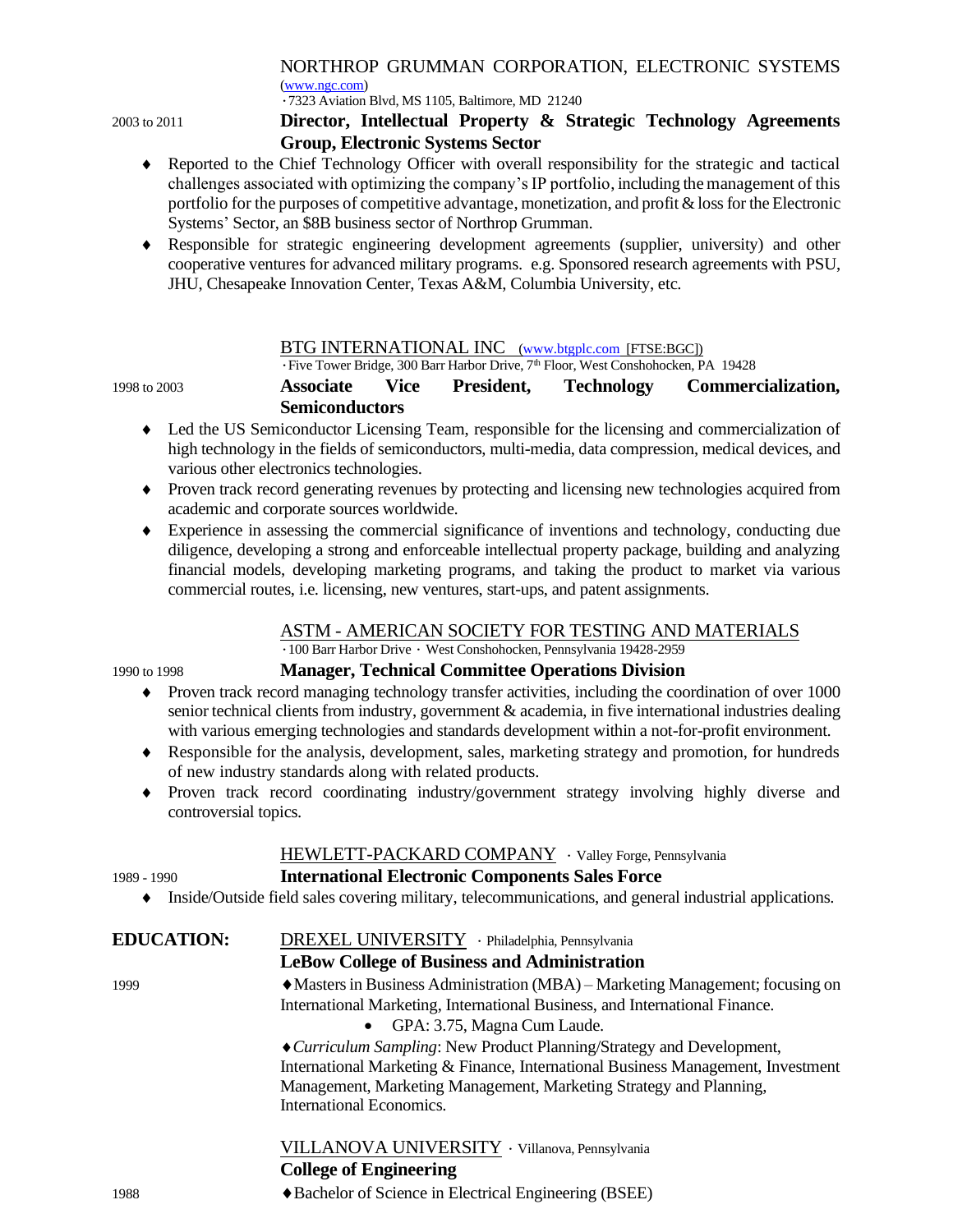NORTHROP GRUMMAN CORPORATION, ELECTRONIC SYSTEMS
(www.ngc.com)
· 7323 Aviation Blvd, MS 1105, Baltimore, MD 21240

2003 to 2011 **Director, Intellectual Property & Strategic Technology Agreements Group, Electronic Systems Sector**

- Reported to the Chief Technology Officer with overall responsibility for the strategic and tactical challenges associated with optimizing the company's IP portfolio, including the management of this portfolio for the purposes of competitive advantage, monetization, and profit & loss for the Electronic Systems' Sector, an $8B business sector of Northrop Grumman.
- Responsible for strategic engineering development agreements (supplier, university) and other cooperative ventures for advanced military programs. e.g. Sponsored research agreements with PSU, JHU, Chesapeake Innovation Center, Texas A&M, Columbia University, etc.

BTG INTERNATIONAL INC (www.btgplc.com [FTSE:BGC])
· Five Tower Bridge, 300 Barr Harbor Drive, 7th Floor, West Conshohocken, PA 19428

1998 to 2003 **Associate Vice President, Technology Commercialization, Semiconductors**

- Led the US Semiconductor Licensing Team, responsible for the licensing and commercialization of high technology in the fields of semiconductors, multi-media, data compression, medical devices, and various other electronics technologies.
- Proven track record generating revenues by protecting and licensing new technologies acquired from academic and corporate sources worldwide.
- Experience in assessing the commercial significance of inventions and technology, conducting due diligence, developing a strong and enforceable intellectual property package, building and analyzing financial models, developing marketing programs, and taking the product to market via various commercial routes, i.e. licensing, new ventures, start-ups, and patent assignments.

ASTM - AMERICAN SOCIETY FOR TESTING AND MATERIALS
· 100 Barr Harbor Drive · West Conshohocken, Pennsylvania 19428-2959

1990 to 1998 **Manager, Technical Committee Operations Division**

- Proven track record managing technology transfer activities, including the coordination of over 1000 senior technical clients from industry, government & academia, in five international industries dealing with various emerging technologies and standards development within a not-for-profit environment.
- Responsible for the analysis, development, sales, marketing strategy and promotion, for hundreds of new industry standards along with related products.
- Proven track record coordinating industry/government strategy involving highly diverse and controversial topics.

HEWLETT-PACKARD COMPANY · Valley Forge, Pennsylvania

1989 - 1990 **International Electronic Components Sales Force**

- Inside/Outside field sales covering military, telecommunications, and general industrial applications.

**EDUCATION:** DREXEL UNIVERSITY · Philadelphia, Pennsylvania

**LeBow College of Business and Administration**

1999 ♦ Masters in Business Administration (MBA) – Marketing Management; focusing on International Marketing, International Business, and International Finance.

- GPA: 3.75, Magna Cum Laude.

♦ *Curriculum Sampling*: New Product Planning/Strategy and Development, International Marketing & Finance, International Business Management, Investment Management, Marketing Management, Marketing Strategy and Planning, International Economics.

VILLANOVA UNIVERSITY · Villanova, Pennsylvania

**College of Engineering**

1988 ♦ Bachelor of Science in Electrical Engineering (BSEE)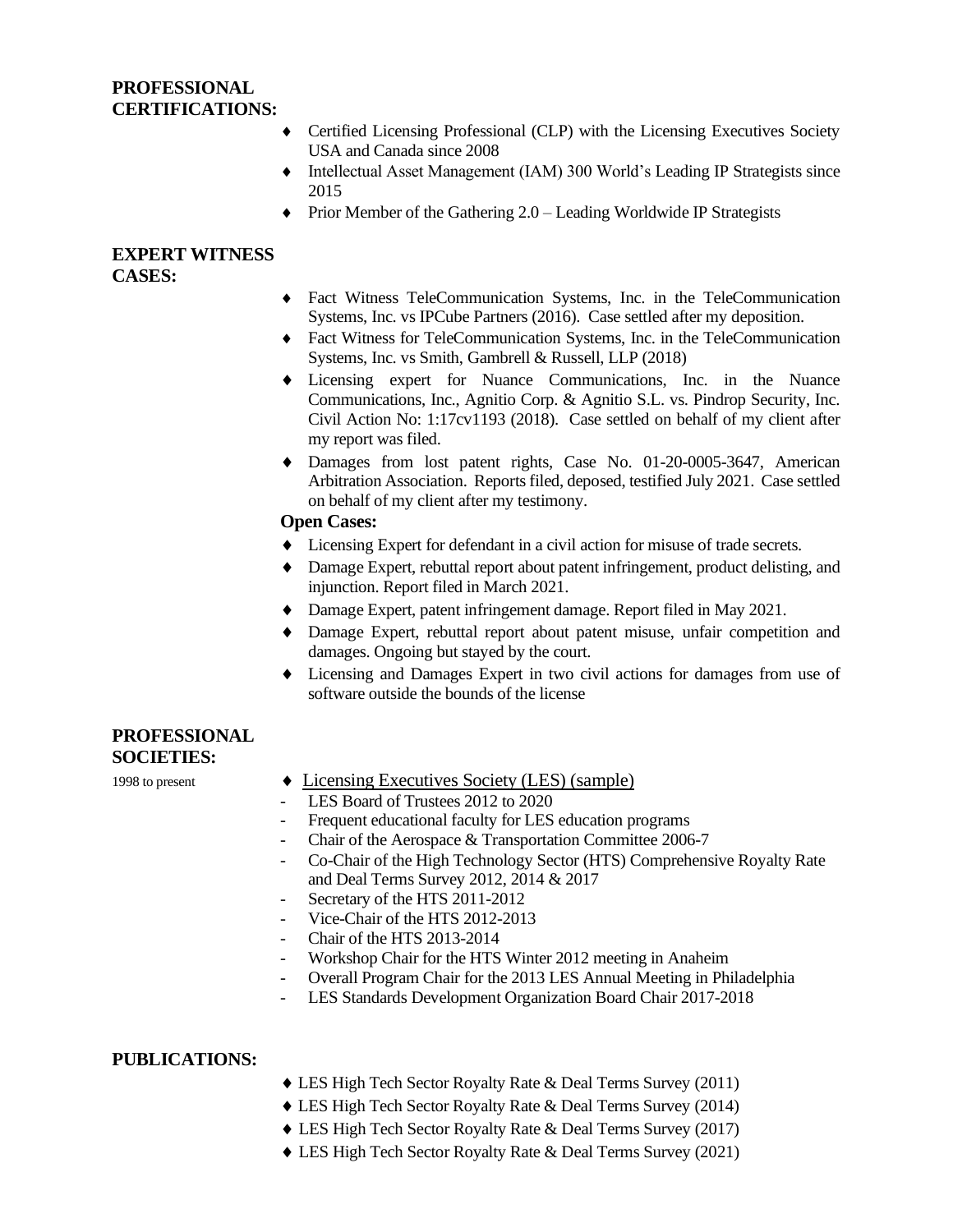## PROFESSIONAL CERTIFICATIONS:

- Certified Licensing Professional (CLP) with the Licensing Executives Society USA and Canada since 2008
- Intellectual Asset Management (IAM) 300 World's Leading IP Strategists since 2015
- Prior Member of the Gathering 2.0 – Leading Worldwide IP Strategists

## EXPERT WITNESS CASES:

- Fact Witness TeleCommunication Systems, Inc. in the TeleCommunication Systems, Inc. vs IPCube Partners (2016). Case settled after my deposition.
- Fact Witness for TeleCommunication Systems, Inc. in the TeleCommunication Systems, Inc. vs Smith, Gambrell & Russell, LLP (2018)
- Licensing expert for Nuance Communications, Inc. in the Nuance Communications, Inc., Agnitio Corp. & Agnitio S.L. vs. Pindrop Security, Inc. Civil Action No: 1:17cv1193 (2018). Case settled on behalf of my client after my report was filed.
- Damages from lost patent rights, Case No. 01-20-0005-3647, American Arbitration Association. Reports filed, deposed, testified July 2021. Case settled on behalf of my client after my testimony.

**Open Cases:**

- Licensing Expert for defendant in a civil action for misuse of trade secrets.
- Damage Expert, rebuttal report about patent infringement, product delisting, and injunction. Report filed in March 2021.
- Damage Expert, patent infringement damage. Report filed in May 2021.
- Damage Expert, rebuttal report about patent misuse, unfair competition and damages. Ongoing but stayed by the court.
- Licensing and Damages Expert in two civil actions for damages from use of software outside the bounds of the license

## PROFESSIONAL SOCIETIES:

1998 to present

- Licensing Executives Society (LES) (sample)
  - LES Board of Trustees 2012 to 2020
  - Frequent educational faculty for LES education programs
  - Chair of the Aerospace & Transportation Committee 2006-7
  - Co-Chair of the High Technology Sector (HTS) Comprehensive Royalty Rate and Deal Terms Survey 2012, 2014 & 2017
  - Secretary of the HTS 2011-2012
  - Vice-Chair of the HTS 2012-2013
  - Chair of the HTS 2013-2014
  - Workshop Chair for the HTS Winter 2012 meeting in Anaheim
  - Overall Program Chair for the 2013 LES Annual Meeting in Philadelphia
  - LES Standards Development Organization Board Chair 2017-2018

## PUBLICATIONS:

- LES High Tech Sector Royalty Rate & Deal Terms Survey (2011)
- LES High Tech Sector Royalty Rate & Deal Terms Survey (2014)
- LES High Tech Sector Royalty Rate & Deal Terms Survey (2017)
- LES High Tech Sector Royalty Rate & Deal Terms Survey (2021)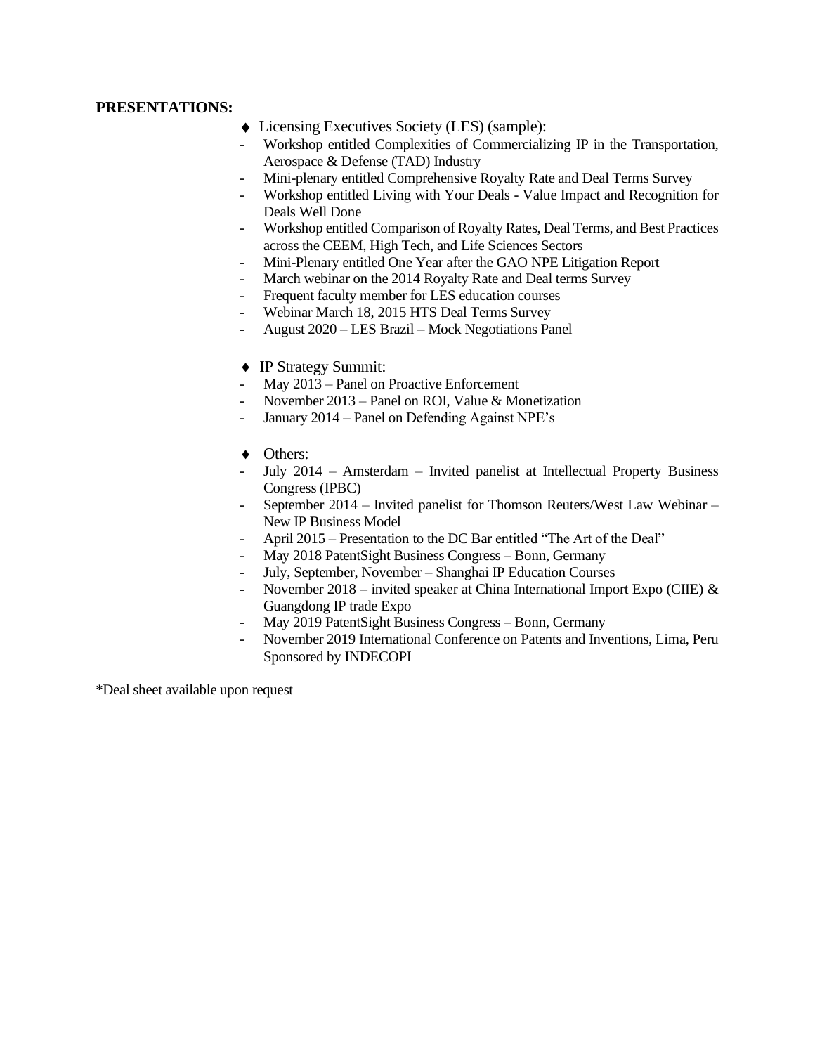**PRESENTATIONS:**

- ♦ Licensing Executives Society (LES) (sample):
  - Workshop entitled Complexities of Commercializing IP in the Transportation, Aerospace & Defense (TAD) Industry
  - Mini-plenary entitled Comprehensive Royalty Rate and Deal Terms Survey
  - Workshop entitled Living with Your Deals - Value Impact and Recognition for Deals Well Done
  - Workshop entitled Comparison of Royalty Rates, Deal Terms, and Best Practices across the CEEM, High Tech, and Life Sciences Sectors
  - Mini-Plenary entitled One Year after the GAO NPE Litigation Report
  - March webinar on the 2014 Royalty Rate and Deal terms Survey
  - Frequent faculty member for LES education courses
  - Webinar March 18, 2015 HTS Deal Terms Survey
  - August 2020 – LES Brazil – Mock Negotiations Panel

- ♦ IP Strategy Summit:
  - May 2013 – Panel on Proactive Enforcement
  - November 2013 – Panel on ROI, Value & Monetization
  - January 2014 – Panel on Defending Against NPE's

- ♦ Others:
  - July 2014 – Amsterdam – Invited panelist at Intellectual Property Business Congress (IPBC)
  - September 2014 – Invited panelist for Thomson Reuters/West Law Webinar – New IP Business Model
  - April 2015 – Presentation to the DC Bar entitled "The Art of the Deal"
  - May 2018 PatentSight Business Congress – Bonn, Germany
  - July, September, November – Shanghai IP Education Courses
  - November 2018 – invited speaker at China International Import Expo (CIIE) & Guangdong IP trade Expo
  - May 2019 PatentSight Business Congress – Bonn, Germany
  - November 2019 International Conference on Patents and Inventions, Lima, Peru Sponsored by INDECOPI

*Deal sheet available upon request